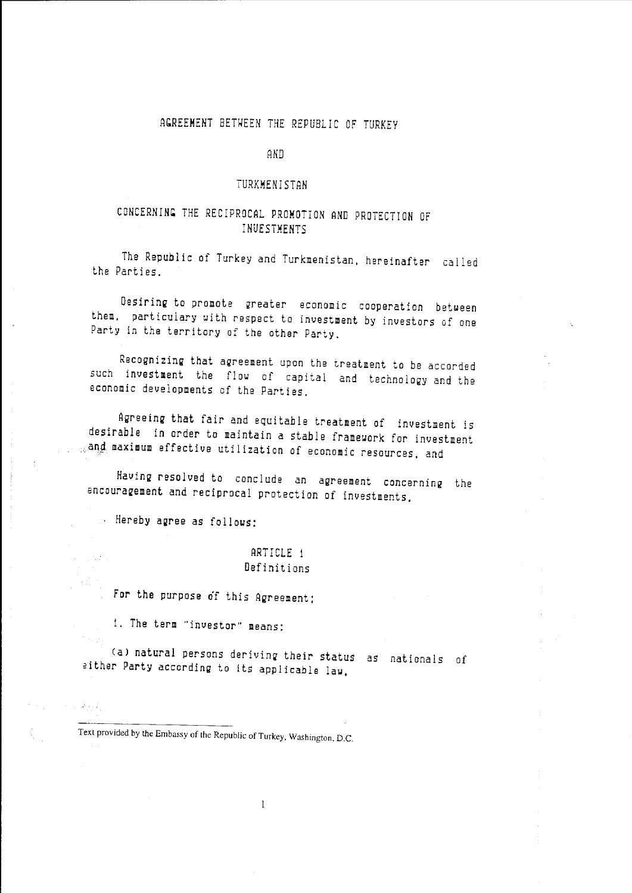# AGREEMENT BETWEEN THE REPUBLIC OF TURKEY

# AND

# TURKMENISTAN

## CONCERNING THE RECIPROCAL PROMOTION AND PROTECTION OF INVESTMENTS

The Republic of Turkey and Turkmenistan, hereinafter called the Parties.

Desiring to promote greater economic cooperation between them, particulary with respect to investment by investors of one Party in the territory of the other Party.

Recognizing that agreement upon the treatment to be accorded such investment the flow of capital and technology and the economic developments of the Parties.

Agreeing that fair and equitable treatment of investment is desirable in order to maintain a stable framework for investment and maximum effective utilization of economic resources, and

Having resolved to conclude an agreement concerning the encouragement and reciprocal protection of investments,

Hereby agree as follows:

### ARTICLE 1
### Definitions

For the purpose of this Agreement;

1. The term "investor" means:

(a) natural persons deriving their status as nationals of either Party according to its applicable law,

---

Text provided by the Embassy of the Republic of Turkey, Washington, D.C.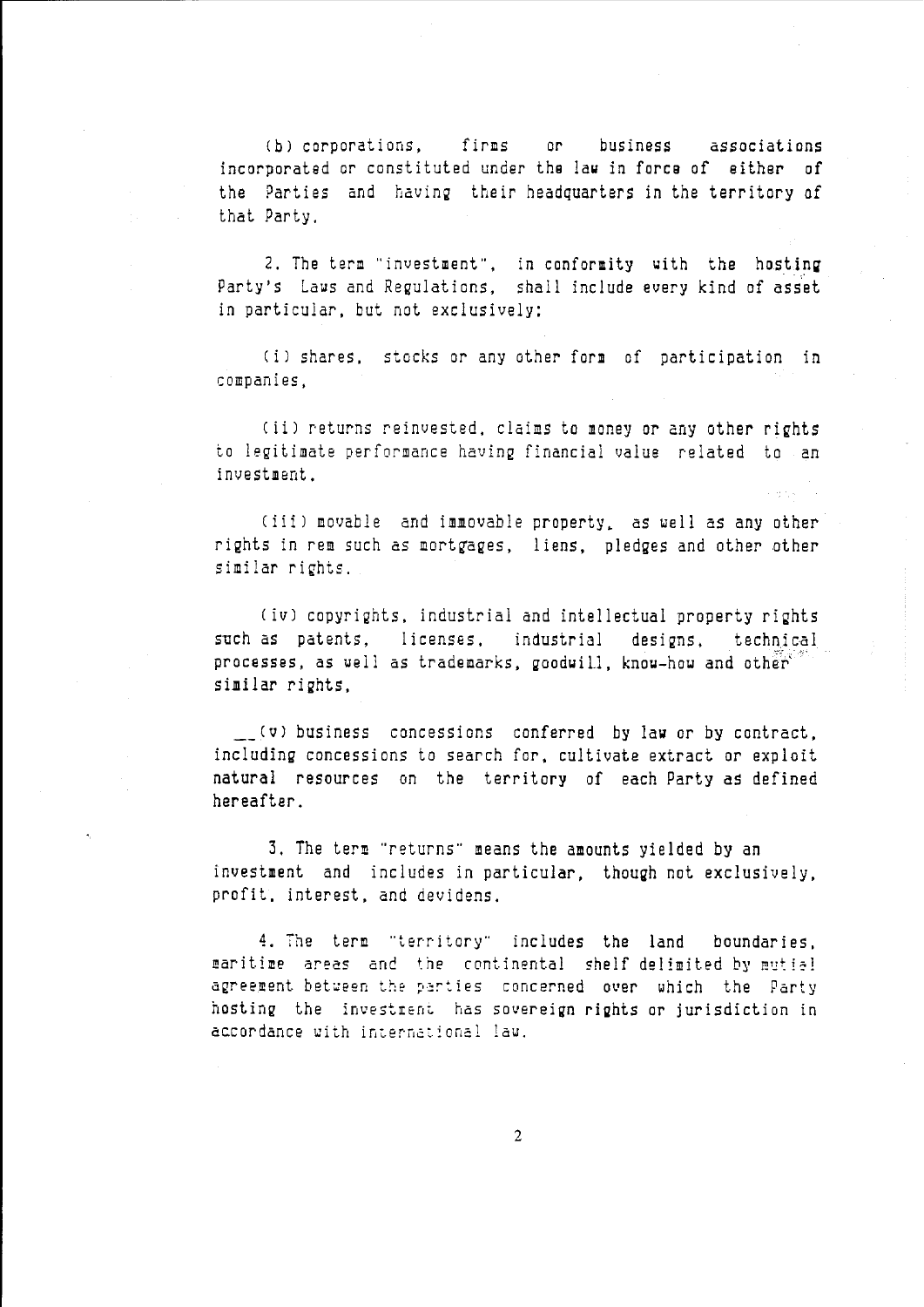(b) corporations, firms or business associations incorporated or constituted under the law in force of either of the Parties and having their headquarters in the territory of that Party.

2. The term "investment", in conformity with the hosting Party's Laws and Regulations, shall include every kind of asset in particular, but not exclusively:

(i) shares, stocks or any other form of participation in companies,

(ii) returns reinvested, claims to money or any other rights to legitimate performance having financial value related to an investment.

(iii) movable and immovable property, as well as any other rights in rem such as mortgages, liens, pledges and other other similar rights.

(iv) copyrights, industrial and intellectual property rights such as patents, licenses, industrial designs, technical processes, as well as trademarks, goodwill, know-how and other similar rights,

(v) business concessions conferred by law or by contract, including concessions to search for, cultivate extract or exploit natural resources on the territory of each Party as defined hereafter.

3. The term "returns" means the amounts yielded by an investment and includes in particular, though not exclusively, profit, interest, and devidens.

4. The term "territory" includes the land boundaries, maritime areas and the continental shelf delimited by mutial agreement between the parties concerned over which the Party hosting the investment has sovereign rights or jurisdiction in accordance with international law.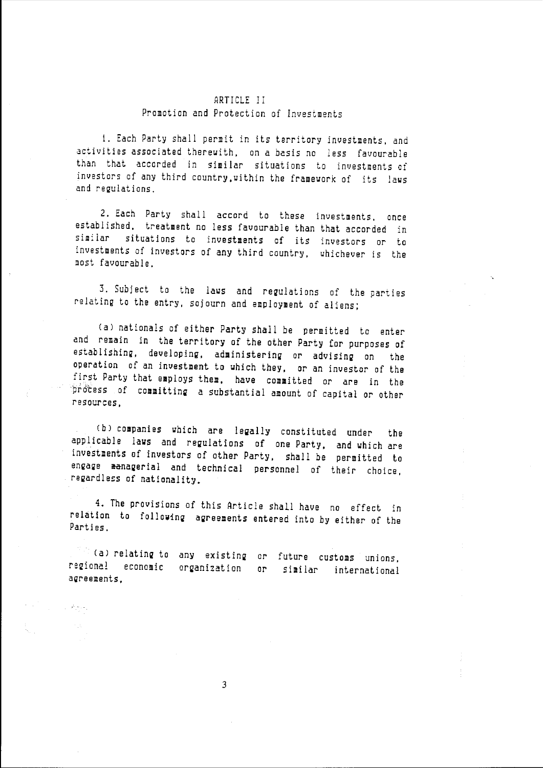## ARTICLE II
### Promotion and Protection of Investments

1. Each Party shall permit in its territory investments, and activities associated therewith, on a basis no less favourable than that accorded in similar situations to investments of investors of any third country,within the framework of its laws and regulations.

2. Each Party shall accord to these investments, once established, treatment no less favourable than that accorded in similar situations to investments of its investors or to investments of investors of any third country, whichever is the most favourable.

3. Subject to the laws and regulations of the parties relating to the entry, sojourn and employment of aliens;

(a) nationals of either Party shall be permitted to enter and remain in the territory of the other Party for purposes of establishing, developing, administering or advising on the operation of an investment to which they, or an investor of the first Party that employs them, have committed or are in the process of committing a substantial amount of capital or other resources,

(b) companies which are legally constituted under the applicable laws and regulations of one Party, and which are investments of investors of other Party, shall be permitted to engage managerial and technical personnel of their choice, regardless of nationality.

4. The provisions of this Article shall have no effect in relation to following agreements entered into by either of the Parties.

(a) relating to any existing or future customs unions, regional economic organization or similar international agreements,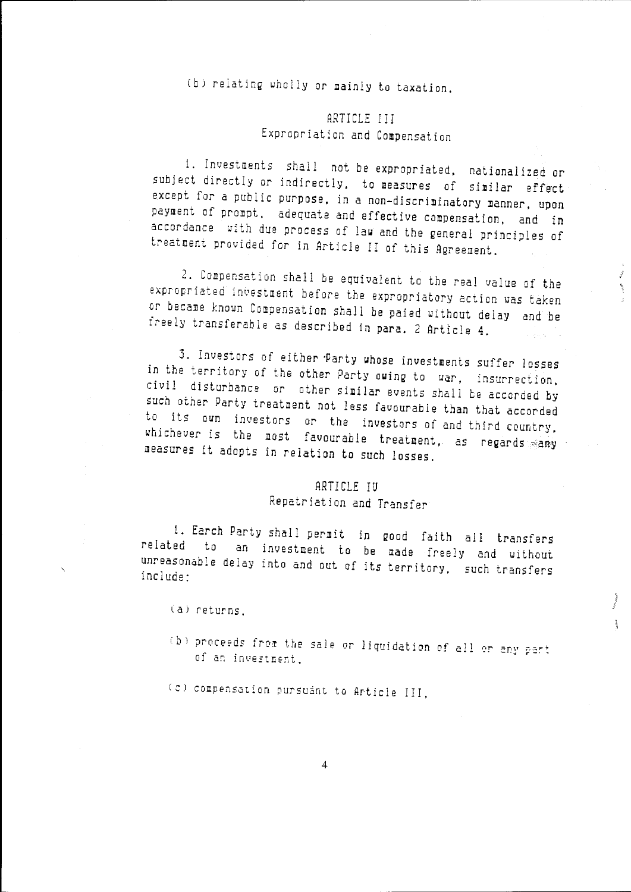(b) relating wholly or mainly to taxation.

## ARTICLE III
### Expropriation and Compensation

1. Investments shall not be expropriated, nationalized or subject directly or indirectly, to measures of similar effect except for a public purpose, in a non-discriminatory manner, upon payment of prompt, adequate and effective compensation, and in accordance with due process of law and the general principles of treatment provided for in Article II of this Agreement.

2. Compensation shall be equivalent to the real value of the expropriated investment before the expropriatory action was taken or became known Compensation shall be paied without delay and be freely transferable as described in para. 2 Article 4.

3. Investors of either Party whose investments suffer losses in the territory of the other Party owing to war, insurrection, civil disturbance or other similar events shall be accorded by such other Party treatment not less favourable than that accorded to its own investors or the investors of and third country, whichever is the most favourable treatment, as regards any measures it adopts in relation to such losses.

## ARTICLE IV
### Repatriation and Transfer

1. Earch Party shall permit in good faith all transfers related to an investment to be made freely and without unreasonable delay into and out of its territory, such transfers include:

(a) returns,

(b) proceeds from the sale or liquidation of all or any part of an investment,

(c) compensation pursuant to Article III,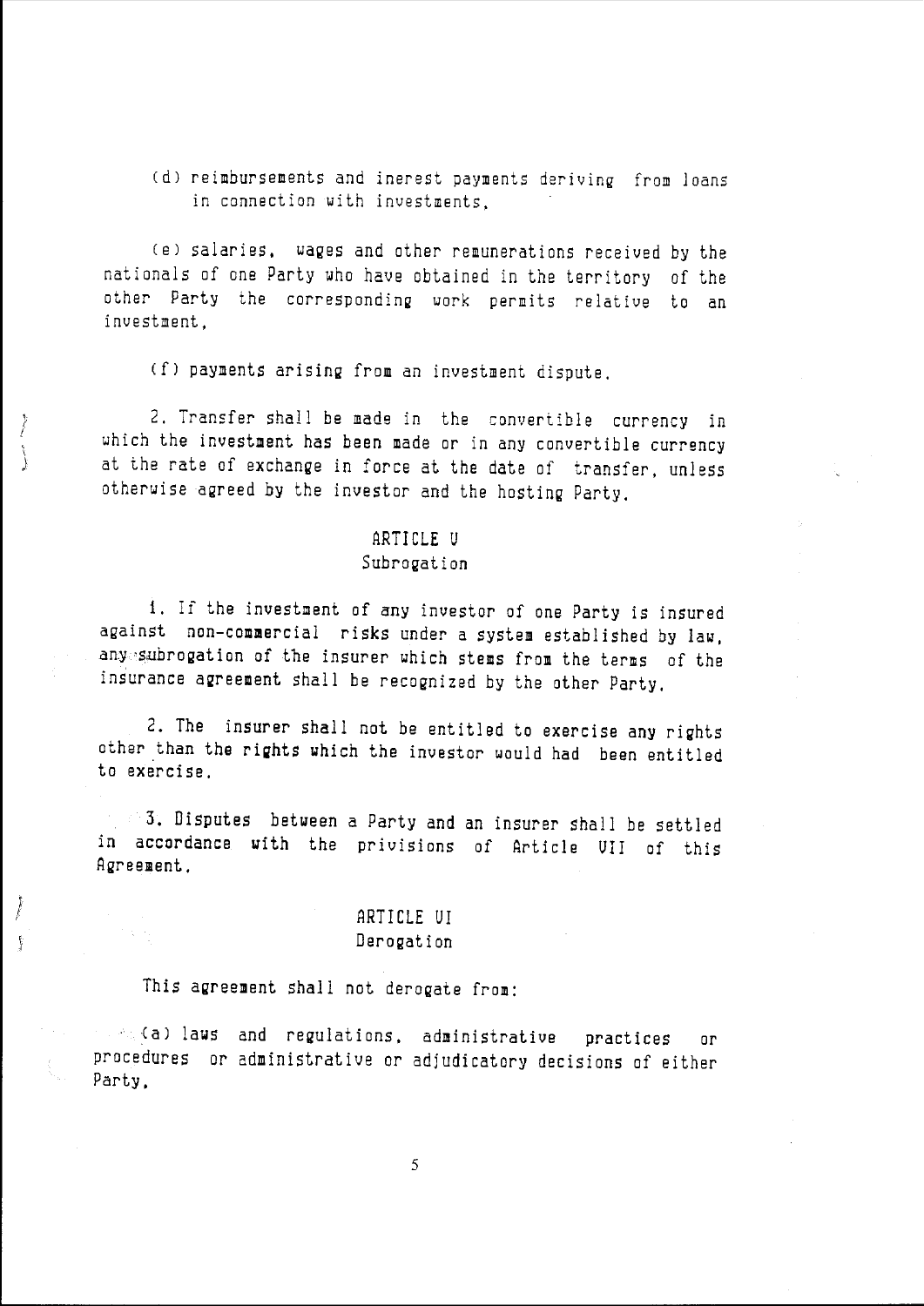(d) reimbursements and inerest payments deriving from loans in connection with investments,

(e) salaries, wages and other remunerations received by the nationals of one Party who have obtained in the territory of the other Party the corresponding work permits relative to an investment,

(f) payments arising from an investment dispute.

2. Transfer shall be made in the convertible currency in which the investment has been made or in any convertible currency at the rate of exchange in force at the date of transfer, unless otherwise agreed by the investor and the hosting Party.

## ARTICLE V
### Subrogation

1. If the investment of any investor of one Party is insured against non-commercial risks under a system established by law, any subrogation of the insurer which stems from the terms of the insurance agreement shall be recognized by the other Party.

2. The insurer shall not be entitled to exercise any rights other than the rights which the investor would had been entitled to exercise.

3. Disputes between a Party and an insurer shall be settled in accordance with the privisions of Article VII of this Agreement.

## ARTICLE VI
### Derogation

This agreement shall not derogate from:

(a) laws and regulations, administrative practices or procedures or administrative or adjudicatory decisions of either Party,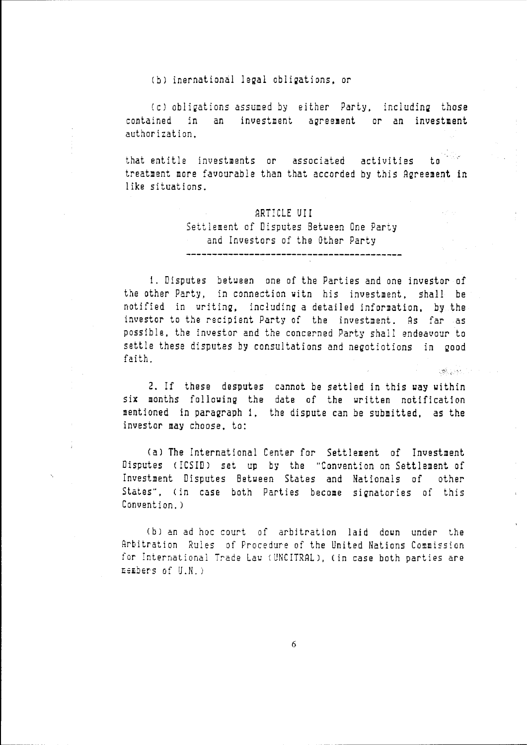(b) inernational legal obligations, or

(c) obligations assumed by either Party, including those contained in an investment agreement or an investment authorization,

that entitle investments or associated activities to treatment more favourable than that accorded by this Agreement in like situations.

## ARTICLE VII
### Settlement of Disputes Between One Party and Investors of the Other Party

1. Disputes between one of the Parties and one investor of the other Party, in connection witn his investment, shall be notified in writing, including a detailed information, by the investor to the recipient Party of the investment. As far as possible, the investor and the concerned Party shall endeavour to settle these disputes by consultations and negotiotions in good faith.

2. If these desputes cannot be settled in this way within six months following the date of the written notification mentioned in paragraph 1, the dispute can be submitted, as the investor may choose, to:

(a) The International Center for Settlement of Investment Disputes (ICSID) set up by the "Convention on Settlement of Investment Disputes Between States and Nationals of other States", (in case both Parties become signatories of this Convention.)

(b) an ad hoc court of arbitration laid down under the Arbitration Rules of Procedure of the United Nations Commission for International Trade Law (UNCITRAL), (in case both parties are members of U.N.)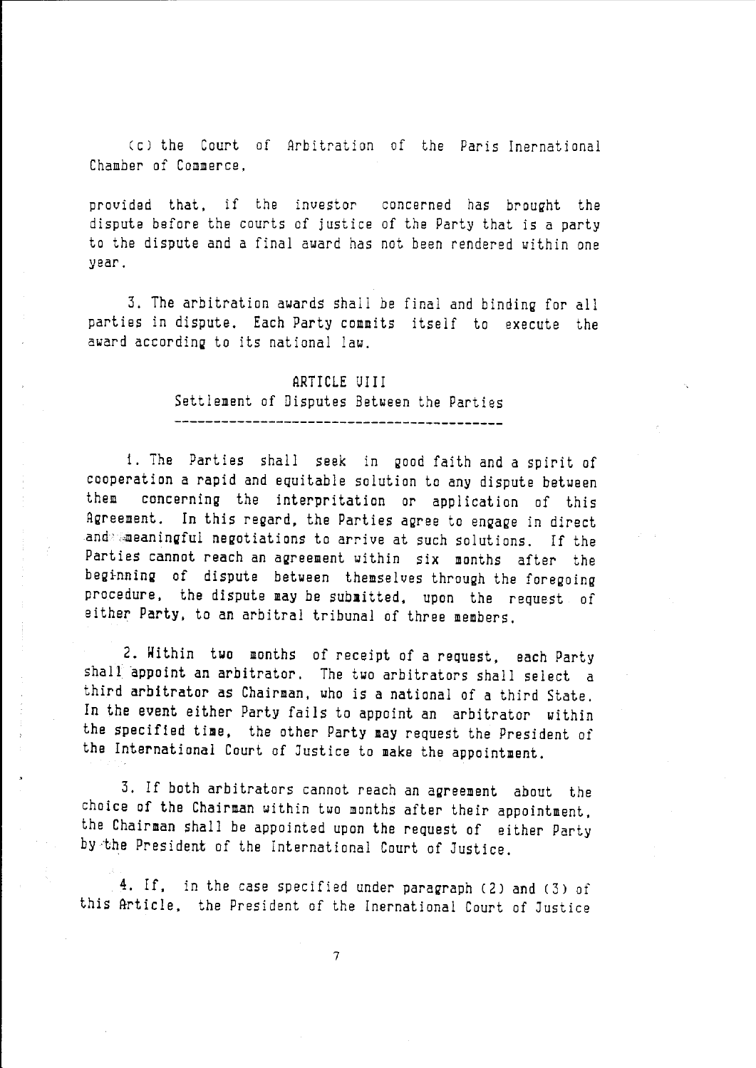(c) the Court of Arbitration of the Paris Inernational Chamber of Commerce,

provided that, if the investor concerned has brought the dispute before the courts of justice of the Party that is a party to the dispute and a final award has not been rendered within one year.

3. The arbitration awards shall be final and binding for all parties in dispute. Each Party commits itself to execute the award according to its national law.

## ARTICLE VIII
## Settlement of Disputes Between the Parties

1. The Parties shall seek in good faith and a spirit of cooperation a rapid and equitable solution to any dispute between them concerning the interpritation or application of this Agreement. In this regard, the Parties agree to engage in direct and meaningful negotiations to arrive at such solutions. If the Parties cannot reach an agreement within six months after the beginning of dispute between themselves through the foregoing procedure, the dispute may be submitted, upon the request of either Party, to an arbitral tribunal of three members.

2. Within two months of receipt of a request, each Party shall appoint an arbitrator. The two arbitrators shall select a third arbitrator as Chairman, who is a national of a third State. In the event either Party fails to appoint an arbitrator within the specified time, the other Party may request the President of the International Court of Justice to make the appointment.

3. If both arbitrators cannot reach an agreement about the choice of the Chairman within two months after their appointment, the Chairman shall be appointed upon the request of either Party by the President of the International Court of Justice.

4. If, in the case specified under paragraph (2) and (3) of this Article, the President of the Inernational Court of Justice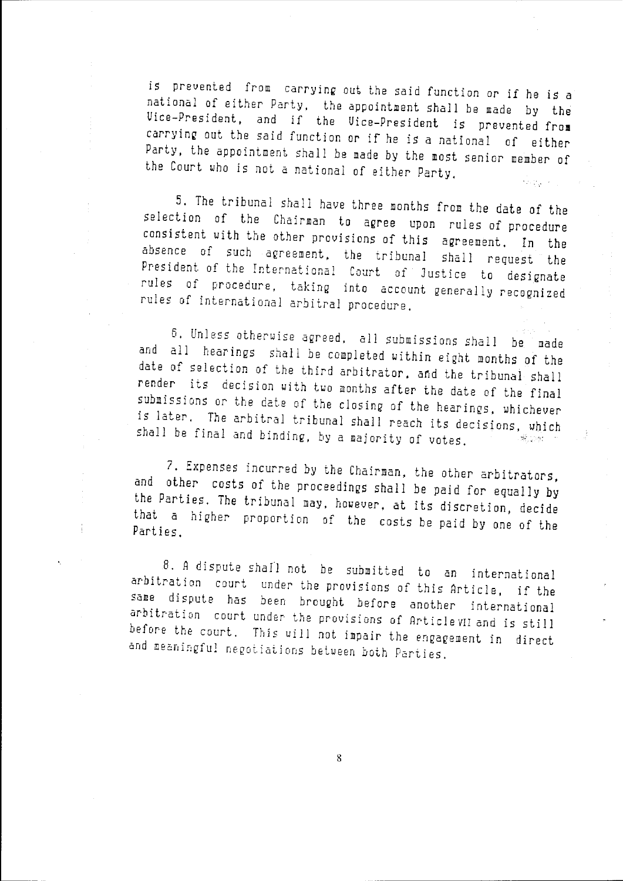is prevented from carrying out the said function or if he is a national of either Party, the appointment shall be made by the Vice-President, and if the Vice-President is prevented from carrying out the said function or if he is a national of either Party, the appointment shall be made by the most senior member of the Court who is not a national of either Party.

5. The tribunal shall have three months from the date of the selection of the Chairman to agree upon rules of procedure consistent with the other provisions of this agreement. In the absence of such agreement, the tribunal shall request the President of the International Court of Justice to designate rules of procedure, taking into account generally recognized rules of international arbitral procedure.

6. Unless otherwise agreed, all submissions shall be made and all hearings shall be completed within eight months of the date of selection of the third arbitrator, and the tribunal shall render its decision with two months after the date of the final submissions or the date of the closing of the hearings, whichever is later. The arbitral tribunal shall reach its decisions, which shall be final and binding, by a majority of votes.

7. Expenses incurred by the Chairman, the other arbitrators, and other costs of the proceedings shall be paid for equally by the Parties. The tribunal may, however, at its discretion, decide that a higher proportion of the costs be paid by one of the Parties.

8. A dispute shall not be submitted to an international arbitration court under the provisions of this Article, if the same dispute has been brought before another international arbitration court under the provisions of Article VII and is still before the court. This will not impair the engagement in direct and meaningful negotiations between both Parties.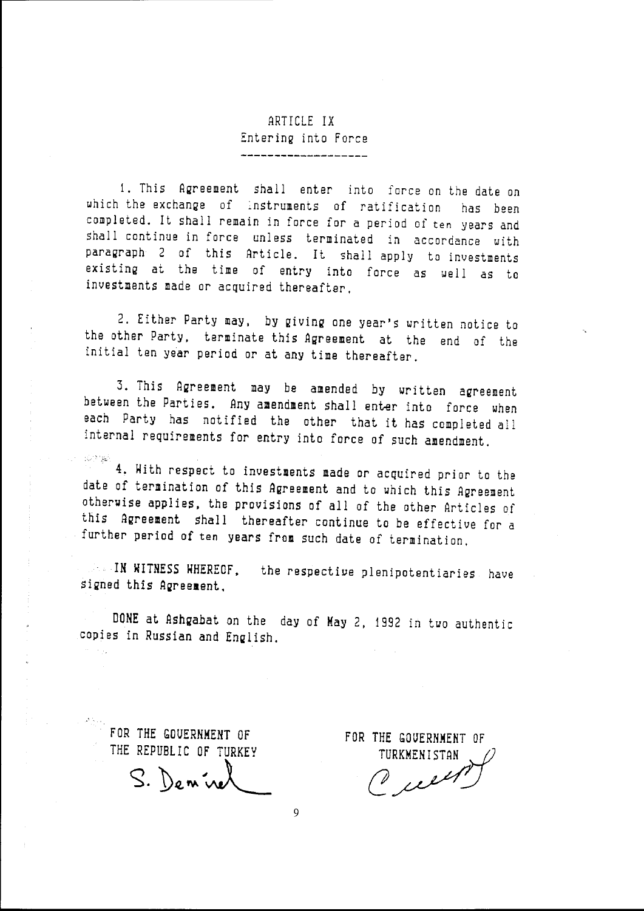## ARTICLE IX
## Entering into Force

1. This Agreement shall enter into force on the date on which the exchange of instruments of ratification has been completed. It shall remain in force for a period of ten years and shall continue in force unless terminated in accordance with paragraph 2 of this Article. It shall apply to investments existing at the time of entry into force as well as to investments made or acquired thereafter.

2. Either Party may, by giving one year's written notice to the other Party, terminate this Agreement at the end of the initial ten year period or at any time thereafter.

3. This Agreement may be amended by written agreement between the Parties. Any amendment shall enter into force when each Party has notified the other that it has completed all internal requirements for entry into force of such amendment.

4. With respect to investments made or acquired prior to the date of termination of this Agreement and to which this Agreement otherwise applies, the provisions of all of the other Articles of this Agreement shall thereafter continue to be effective for a further period of ten years from such date of termination.

IN WITNESS WHEREOF, the respective plenipotentiaries have signed this Agreement.

DONE at Ashgabat on the day of May 2, 1992 in two authentic copies in Russian and English.

| | |
|---|---|
| FOR THE GOVERNMENT OF THE REPUBLIC OF TURKEY | FOR THE GOVERNMENT OF TURKMENISTAN |
| S. Demirel | |